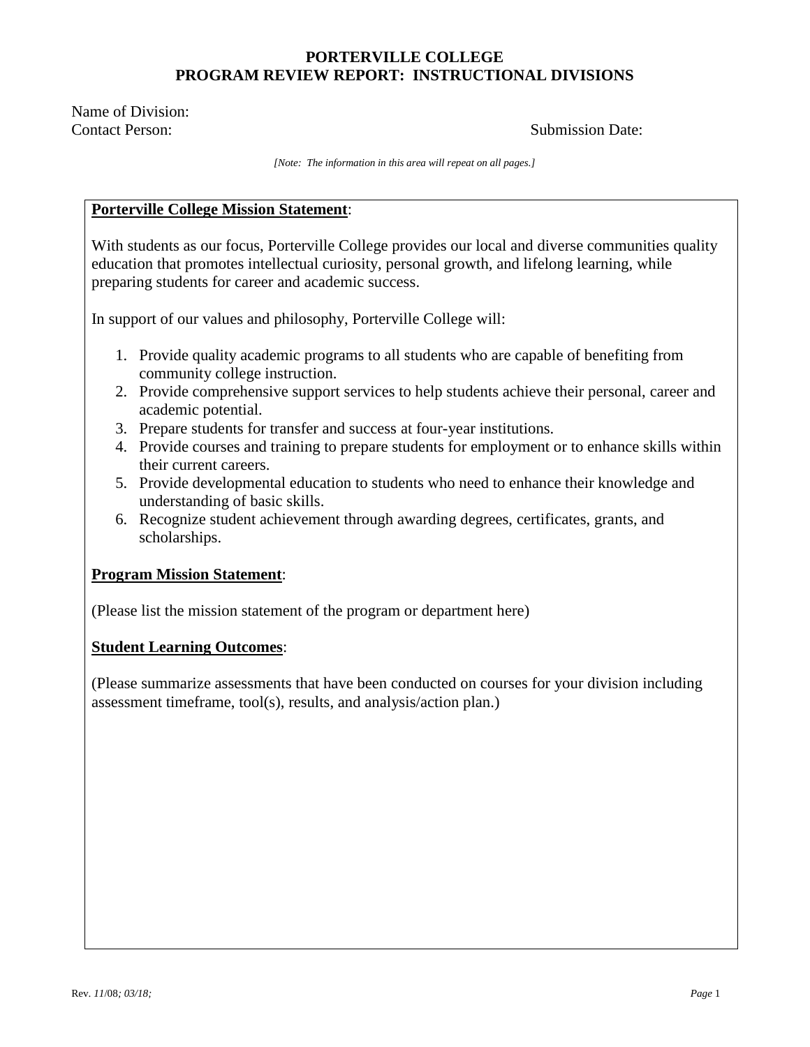# PORTERVILLE COLLEGE
## PROGRAM REVIEW REPORT: INSTRUCTIONAL DIVISIONS

Name of Division:
Contact Person: Submission Date:

*[Note: The information in this area will repeat on all pages.]*

**Porterville College Mission Statement**:

With students as our focus, Porterville College provides our local and diverse communities quality education that promotes intellectual curiosity, personal growth, and lifelong learning, while preparing students for career and academic success.

In support of our values and philosophy, Porterville College will:

1. Provide quality academic programs to all students who are capable of benefiting from community college instruction.
2. Provide comprehensive support services to help students achieve their personal, career and academic potential.
3. Prepare students for transfer and success at four-year institutions.
4. Provide courses and training to prepare students for employment or to enhance skills within their current careers.
5. Provide developmental education to students who need to enhance their knowledge and understanding of basic skills.
6. Recognize student achievement through awarding degrees, certificates, grants, and scholarships.

**Program Mission Statement**:

(Please list the mission statement of the program or department here)

**Student Learning Outcomes**:

(Please summarize assessments that have been conducted on courses for your division including assessment timeframe, tool(s), results, and analysis/action plan.)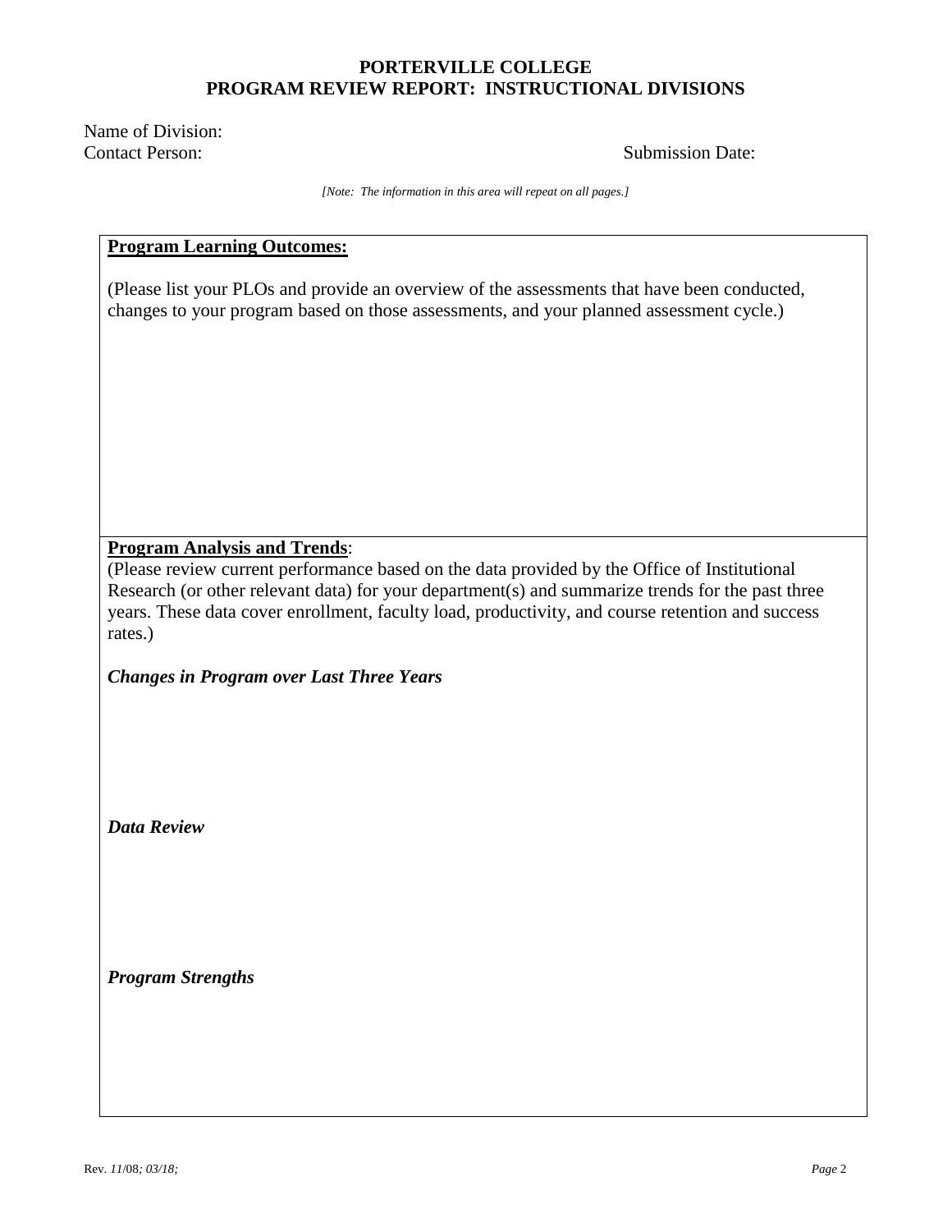**PORTERVILLE COLLEGE**
**PROGRAM REVIEW REPORT: INSTRUCTIONAL DIVISIONS**

Name of Division:
Contact Person: Submission Date:

*[Note: The information in this area will repeat on all pages.]*

**Program Learning Outcomes:**

(Please list your PLOs and provide an overview of the assessments that have been conducted, changes to your program based on those assessments, and your planned assessment cycle.)

**Program Analysis and Trends**:

(Please review current performance based on the data provided by the Office of Institutional Research (or other relevant data) for your department(s) and summarize trends for the past three years. These data cover enrollment, faculty load, productivity, and course retention and success rates.)

***Changes in Program over Last Three Years***

***Data Review***

***Program Strengths***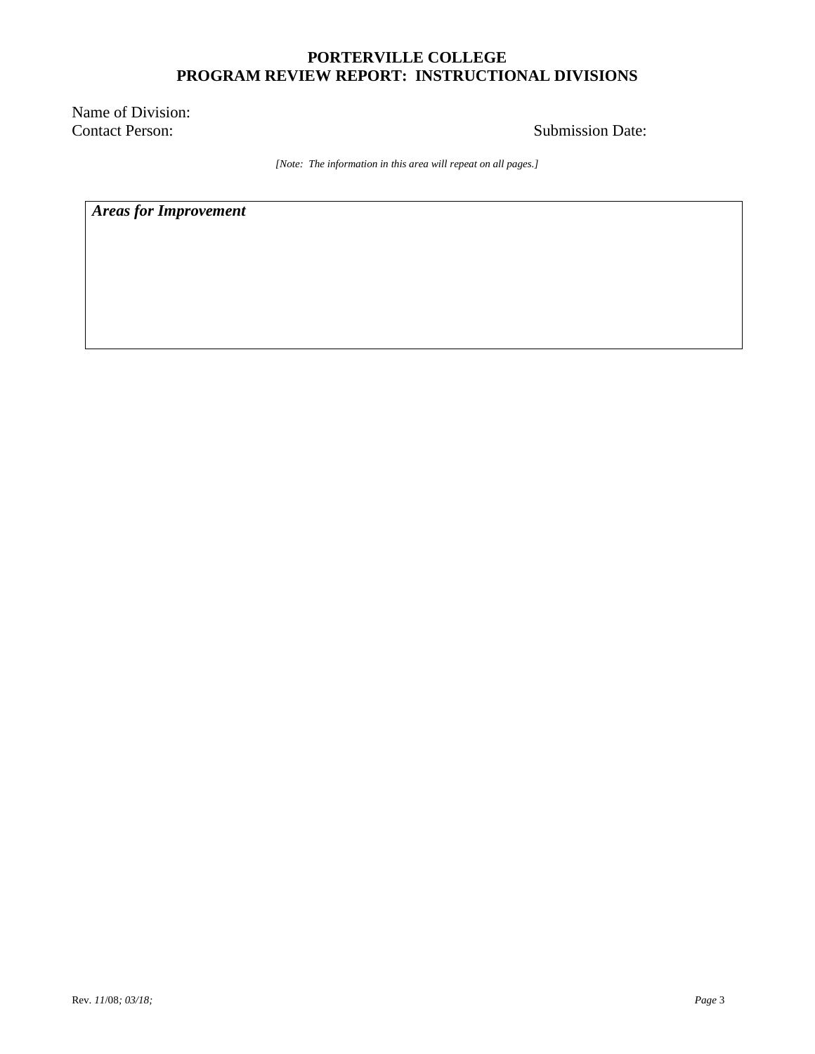**PORTERVILLE COLLEGE**
**PROGRAM REVIEW REPORT: INSTRUCTIONAL DIVISIONS**

Name of Division:
Contact Person: Submission Date:

*[Note: The information in this area will repeat on all pages.]*

| ***Areas for Improvement*** |
| --- |
| |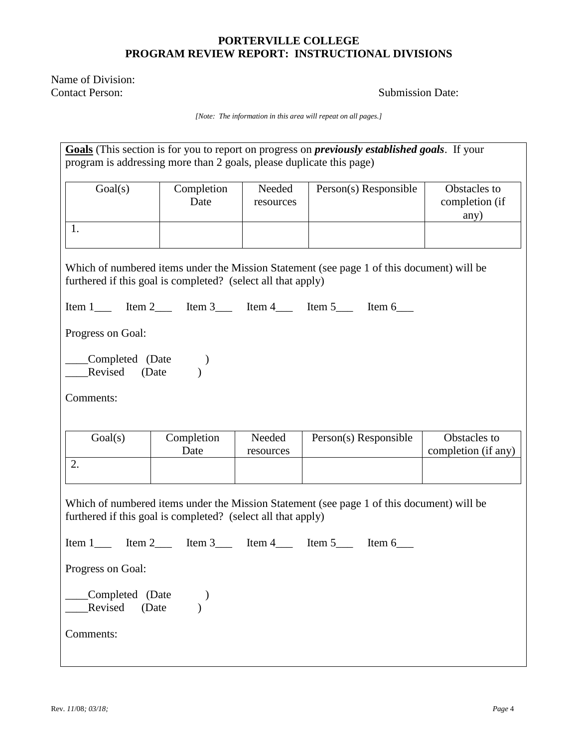**PORTERVILLE COLLEGE**
**PROGRAM REVIEW REPORT: INSTRUCTIONAL DIVISIONS**

Name of Division:
Contact Person: Submission Date:

*[Note: The information in this area will repeat on all pages.]*

**Goals** (This section is for you to report on progress on ***previously established goals***. If your program is addressing more than 2 goals, please duplicate this page)

| Goal(s) | Completion Date | Needed resources | Person(s) Responsible | Obstacles to completion (if any) |
|---|---|---|---|---|
| 1. | | | | |

Which of numbered items under the Mission Statement (see page 1 of this document) will be furthered if this goal is completed? (select all that apply)

Item 1___ Item 2___ Item 3___ Item 4___ Item 5___ Item 6___

Progress on Goal:

____Completed (Date )
____Revised (Date )

Comments:

| Goal(s) | Completion Date | Needed resources | Person(s) Responsible | Obstacles to completion (if any) |
|---|---|---|---|---|
| 2. | | | | |

Which of numbered items under the Mission Statement (see page 1 of this document) will be furthered if this goal is completed? (select all that apply)

Item 1___ Item 2___ Item 3___ Item 4___ Item 5___ Item 6___

Progress on Goal:

____Completed (Date )
____Revised (Date )

Comments:

Rev. *11/08; 03/18;*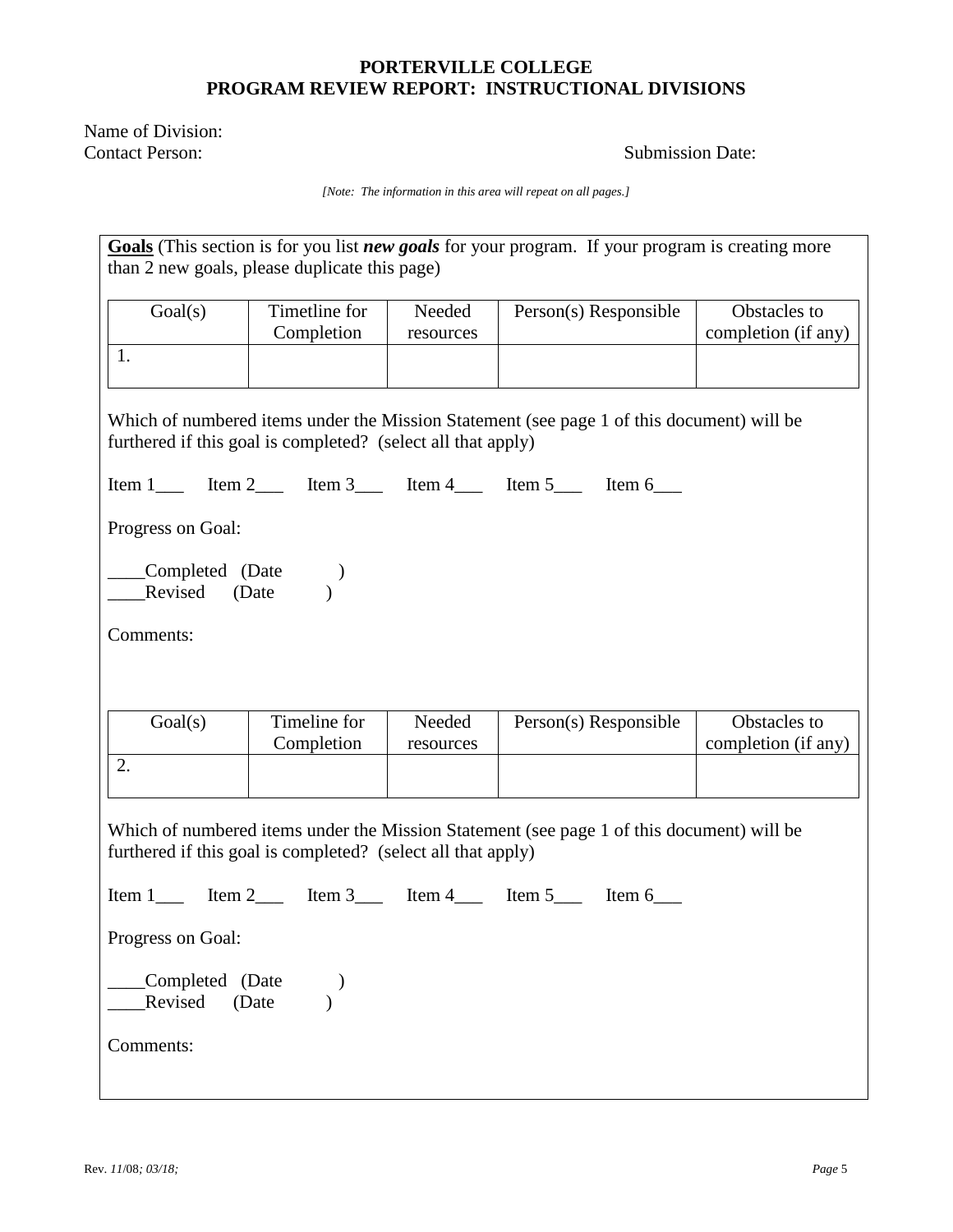**PORTERVILLE COLLEGE**
**PROGRAM REVIEW REPORT: INSTRUCTIONAL DIVISIONS**

Name of Division:
Contact Person: Submission Date:

*[Note: The information in this area will repeat on all pages.]*

**Goals** (This section is for you list ***new goals*** for your program. If your program is creating more than 2 new goals, please duplicate this page)

| Goal(s) | Timetline for Completion | Needed resources | Person(s) Responsible | Obstacles to completion (if any) |
|---|---|---|---|---|
| 1. | | | | |

Which of numbered items under the Mission Statement (see page 1 of this document) will be furthered if this goal is completed? (select all that apply)

Item 1___ Item 2___ Item 3___ Item 4___ Item 5___ Item 6___

Progress on Goal:

____Completed (Date )
____Revised (Date )

Comments:

| Goal(s) | Timeline for Completion | Needed resources | Person(s) Responsible | Obstacles to completion (if any) |
|---|---|---|---|---|
| 2. | | | | |

Which of numbered items under the Mission Statement (see page 1 of this document) will be furthered if this goal is completed? (select all that apply)

Item 1___ Item 2___ Item 3___ Item 4___ Item 5___ Item 6___

Progress on Goal:

____Completed (Date )
____Revised (Date )

Comments:

Rev. *11*/08*; 03/18;*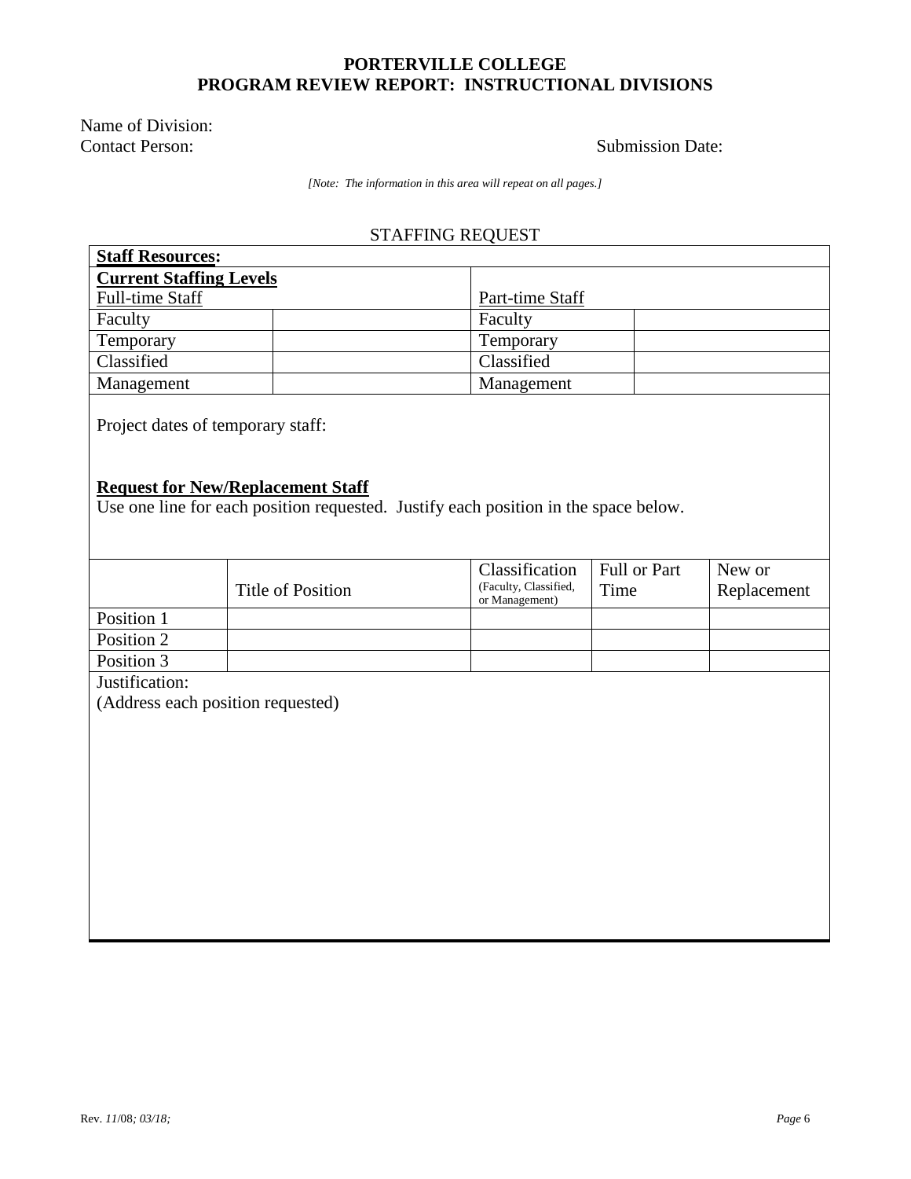**PORTERVILLE COLLEGE**
**PROGRAM REVIEW REPORT: INSTRUCTIONAL DIVISIONS**

Name of Division:
Contact Person: Submission Date:

*[Note: The information in this area will repeat on all pages.]*

STAFFING REQUEST

**Staff Resources:**

**Current Staffing Levels**

| Full-time Staff | | Part-time Staff | |
|---|---|---|---|
| Faculty | | Faculty | |
| Temporary | | Temporary | |
| Classified | | Classified | |
| Management | | Management | |

Project dates of temporary staff:

**Request for New/Replacement Staff**

Use one line for each position requested. Justify each position in the space below.

| | Title of Position | Classification (Faculty, Classified, or Management) | Full or Part Time | New or Replacement |
|---|---|---|---|---|
| Position 1 | | | | |
| Position 2 | | | | |
| Position 3 | | | | |

Justification:
(Address each position requested)

Rev. *11*/08*; 03/18;*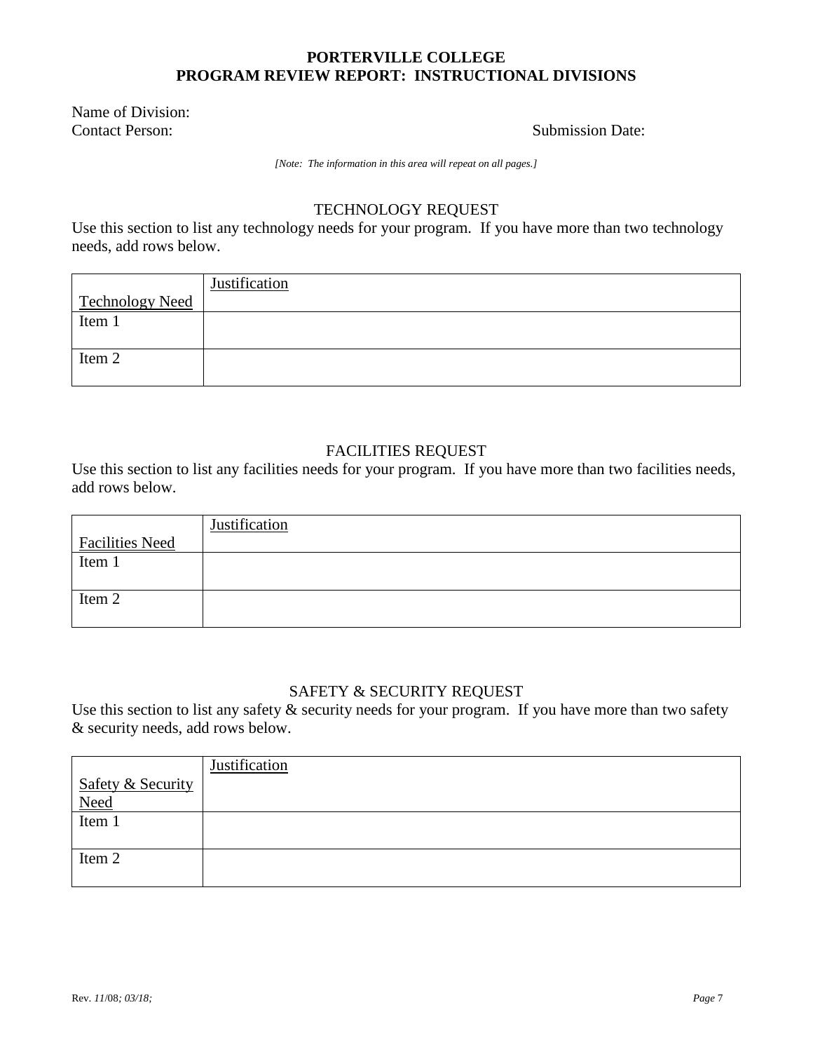**PORTERVILLE COLLEGE**
**PROGRAM REVIEW REPORT: INSTRUCTIONAL DIVISIONS**

Name of Division:
Contact Person: Submission Date:

*[Note: The information in this area will repeat on all pages.]*

## TECHNOLOGY REQUEST

Use this section to list any technology needs for your program. If you have more than two technology needs, add rows below.

| Technology Need | Justification |
|---|---|
| Item 1 | |
| Item 2 | |

## FACILITIES REQUEST

Use this section to list any facilities needs for your program. If you have more than two facilities needs, add rows below.

| Facilities Need | Justification |
|---|---|
| Item 1 | |
| Item 2 | |

## SAFETY & SECURITY REQUEST

Use this section to list any safety & security needs for your program. If you have more than two safety & security needs, add rows below.

| Safety & Security Need | Justification |
|---|---|
| Item 1 | |
| Item 2 | |

Rev. *11*/08*; 03/18;*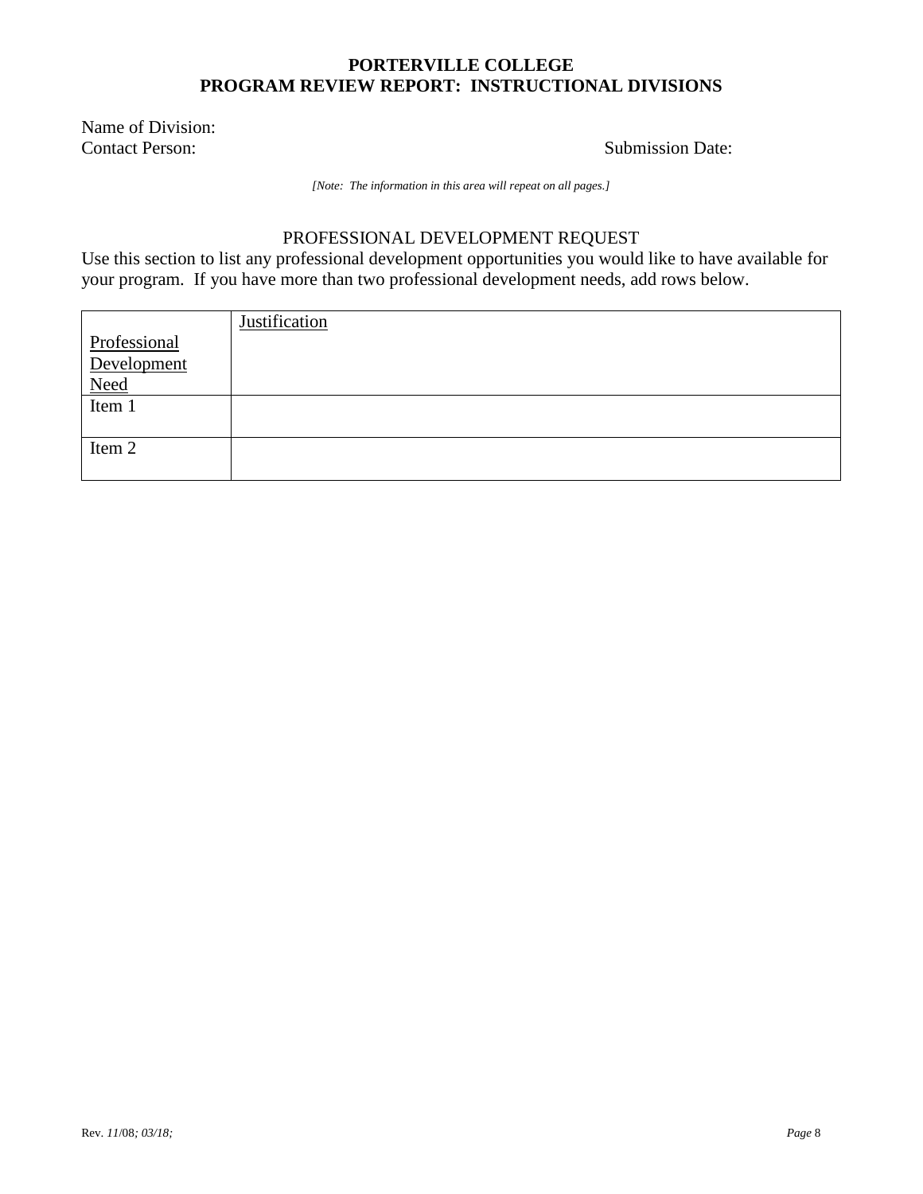# PORTERVILLE COLLEGE
## PROGRAM REVIEW REPORT: INSTRUCTIONAL DIVISIONS

Name of Division:
Contact Person: Submission Date:

*[Note: The information in this area will repeat on all pages.]*

### PROFESSIONAL DEVELOPMENT REQUEST

Use this section to list any professional development opportunities you would like to have available for your program. If you have more than two professional development needs, add rows below.

| Professional Development Need | Justification |
|---|---|
| Item 1 | |
| Item 2 | |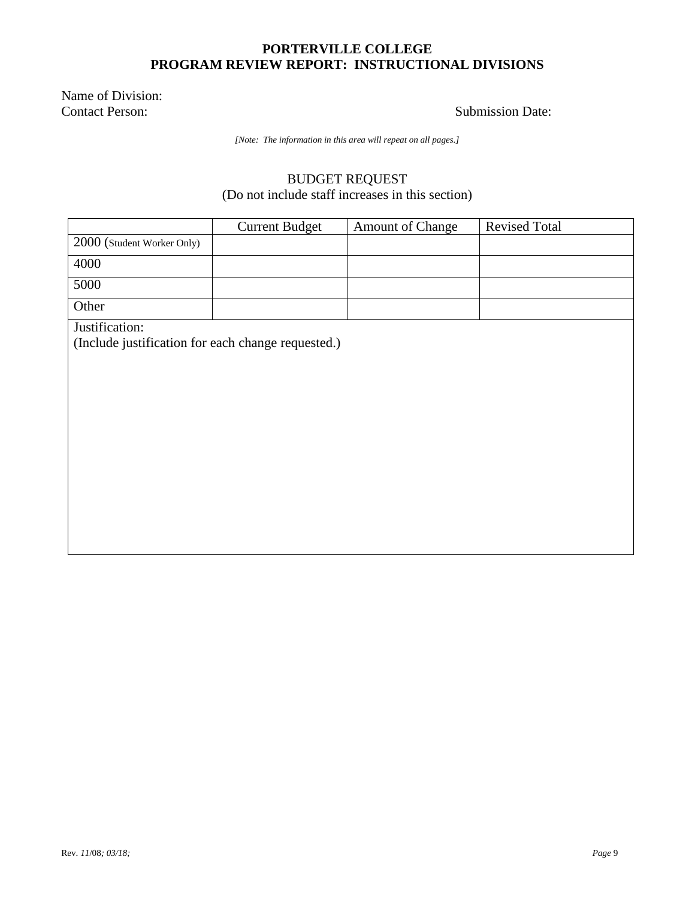**PORTERVILLE COLLEGE**
**PROGRAM REVIEW REPORT: INSTRUCTIONAL DIVISIONS**

Name of Division:
Contact Person: Submission Date:

*[Note: The information in this area will repeat on all pages.]*

BUDGET REQUEST
(Do not include staff increases in this section)

| | Current Budget | Amount of Change | Revised Total |
|---|---|---|---|
| 2000 (Student Worker Only) | | | |
| 4000 | | | |
| 5000 | | | |
| Other | | | |

Justification:
(Include justification for each change requested.)